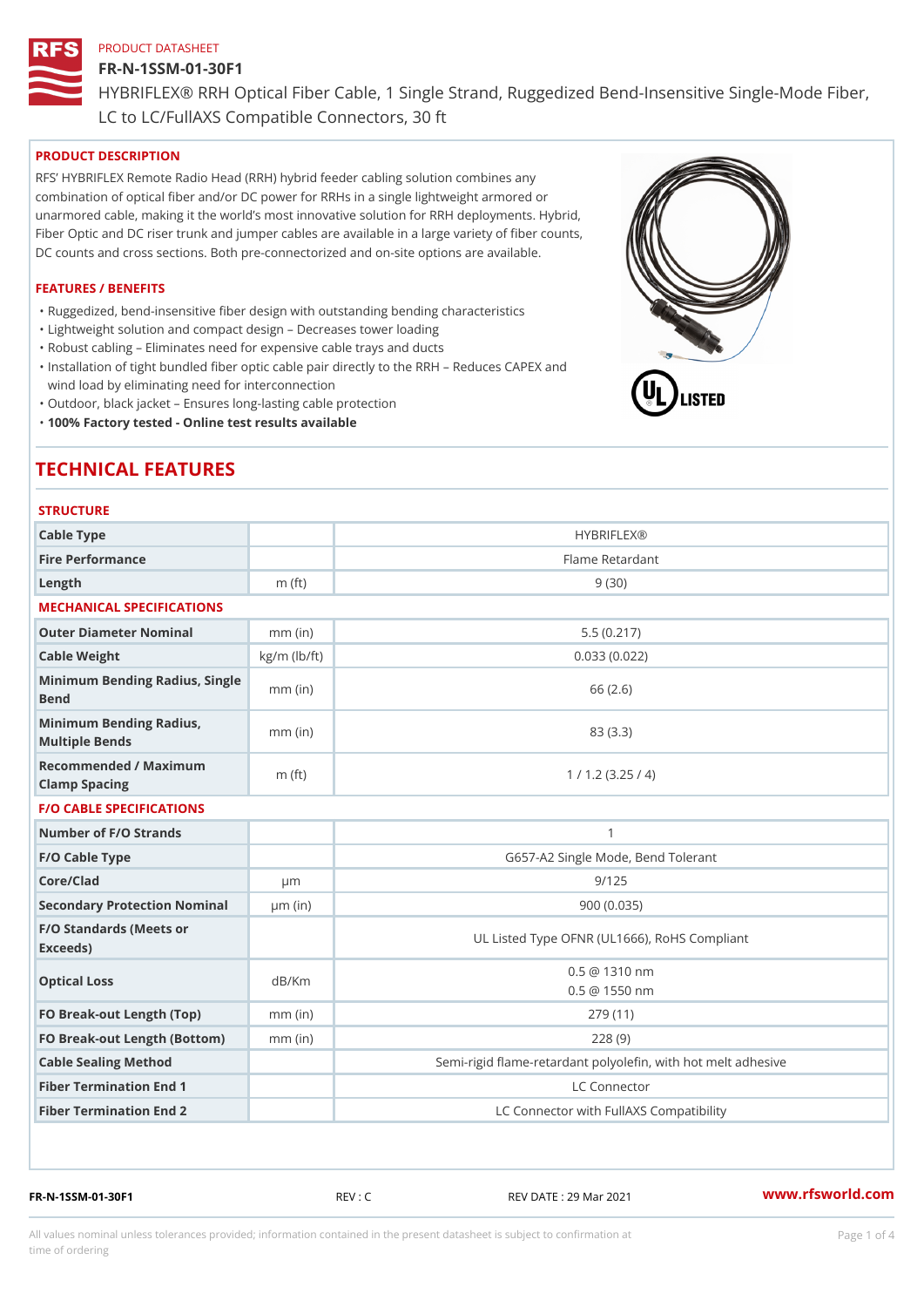PRODUCT DATASHEET

# FR-N-1SSM-01-30F1

HYBRIFLEX® RRH Optical Fiber Cable, 1 Single Strand, Ruggedized Bend-Insensitive Single-Mode Fiber, LC to LC/FullAXS Compatible Connectors, 30 ft

## PRODUCT DESCRIPTION

RFS' HYBRIFLEX Remote Radio Head (RRH) hybrid feeder cabling solution combines any combination of optical fiber and/or DC power for RRHs in a single lightweight armored or unarmored cable, making it the world's most innovative solution for RRH deployments. Hybrid, Fiber Optic and DC riser trunk and jumper cables are available in a large variety of fiber counts, DC counts and cross sections. Both pre-connectorized and on-site options are available.

## FEATURES / BENEFITS

- Ruggedized, bend-insensitive fiber design with outstanding bending characteristics
- Lightweight solution and compact design – Decreases tower loading
- Robust cabling – Eliminates need for expensive cable trays and ducts
- Installation of tight bundled fiber optic cable pair directly to the RRH – Reduces CAPEX and wind load by eliminating need for interconnection
- Outdoor, black jacket – Ensures long-lasting cable protection
- **100% Factory tested - Online test results available**

## TECHNICAL FEATURES

### STRUCTURE

| | | |
|---|---|---|
| Cable Type | | HYBRIFLEX® |
| Fire Performance | | Flame Retardant |
| Length | m (ft) | 9 (30) |

### MECHANICAL SPECIFICATIONS

| | | |
|---|---|---|
| Outer Diameter Nominal | mm (in) | 5.5 (0.217) |
| Cable Weight | kg/m (lb/ft) | 0.033 (0.022) |
| Minimum Bending Radius, Single Bend | mm (in) | 66 (2.6) |
| Minimum Bending Radius, Multiple Bends | mm (in) | 83 (3.3) |
| Recommended / Maximum Clamp Spacing | m (ft) | 1 / 1.2 (3.25 / 4) |

### F/O CABLE SPECIFICATIONS

| | | |
|---|---|---|
| Number of F/O Strands | | 1 |
| F/O Cable Type | | G657-A2 Single Mode, Bend Tolerant |
| Core/Clad | μm | 9/125 |
| Secondary Protection Nominal | μm (in) | 900 (0.035) |
| F/O Standards (Meets or Exceeds) | | UL Listed Type OFNR (UL1666), RoHS Compliant |
| Optical Loss | dB/Km | 0.5 @ 1310 nm<br>0.5 @ 1550 nm |
| FO Break-out Length (Top) | mm (in) | 279 (11) |
| FO Break-out Length (Bottom) | mm (in) | 228 (9) |
| Cable Sealing Method | | Semi-rigid flame-retardant polyolefin, with hot melt adhesive |
| Fiber Termination End 1 | | LC Connector |
| Fiber Termination End 2 | | LC Connector with FullAXS Compatibility |

FR-N-1SSM-01-30F1 REV : C REV DATE : 29 Mar 2021 www.rfsworld.com

All values nominal unless tolerances provided; information contained in the present datasheet is subject to confirmation at time of ordering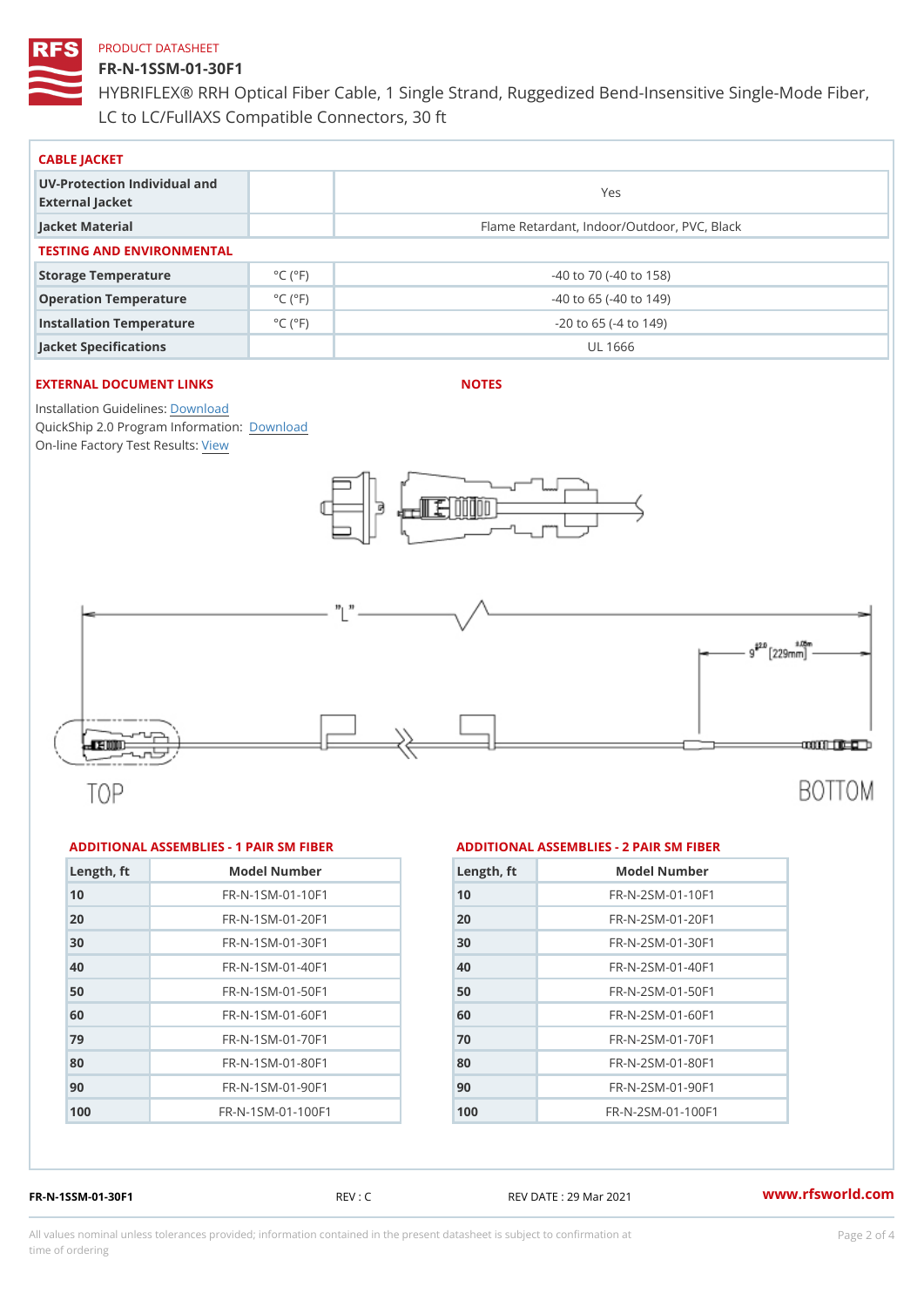PRODUCT DATASHEET

# FR-N-1SSM-01-30F1

HYBRIFLEX® RRH Optical Fiber Cable, 1 Single Strand, Ruggedized Bend-Insensitive Single-Mode Fiber, LC to LC/FullAXS Compatible Connectors, 30 ft

## CABLE JACKET

| | | |
|---|---|---|
| UV-Protection Individual and External Jacket | | Yes |
| Jacket Material | | Flame Retardant, Indoor/Outdoor, PVC, Black |

## TESTING AND ENVIRONMENTAL

| | | |
|---|---|---|
| Storage Temperature | °C (°F) | -40 to 70 (-40 to 158) |
| Operation Temperature | °C (°F) | -40 to 65 (-40 to 149) |
| Installation Temperature | °C (°F) | -20 to 65 (-4 to 149) |
| Jacket Specifications | | UL 1666 |

## EXTERNAL DOCUMENT LINKS

Installation Guidelines: Download
QuickShip 2.0 Program Information: Download
On-line Factory Test Results: View

## NOTES

"L"

9 ±2.0 [229mm] ±.05m

TOP

BOTTOM

## ADDITIONAL ASSEMBLIES - 1 PAIR SM FIBER

| Length, ft | Model Number |
|---|---|
| 10 | FR-N-1SM-01-10F1 |
| 20 | FR-N-1SM-01-20F1 |
| 30 | FR-N-1SM-01-30F1 |
| 40 | FR-N-1SM-01-40F1 |
| 50 | FR-N-1SM-01-50F1 |
| 60 | FR-N-1SM-01-60F1 |
| 79 | FR-N-1SM-01-70F1 |
| 80 | FR-N-1SM-01-80F1 |
| 90 | FR-N-1SM-01-90F1 |
| 100 | FR-N-1SM-01-100F1 |

## ADDITIONAL ASSEMBLIES - 2 PAIR SM FIBER

| Length, ft | Model Number |
|---|---|
| 10 | FR-N-2SM-01-10F1 |
| 20 | FR-N-2SM-01-20F1 |
| 30 | FR-N-2SM-01-30F1 |
| 40 | FR-N-2SM-01-40F1 |
| 50 | FR-N-2SM-01-50F1 |
| 60 | FR-N-2SM-01-60F1 |
| 70 | FR-N-2SM-01-70F1 |
| 80 | FR-N-2SM-01-80F1 |
| 90 | FR-N-2SM-01-90F1 |
| 100 | FR-N-2SM-01-100F1 |

FR-N-1SSM-01-30F1 REV : C REV DATE : 29 Mar 2021 www.rfsworld.com

All values nominal unless tolerances provided; information contained in the present datasheet is subject to confirmation at time of ordering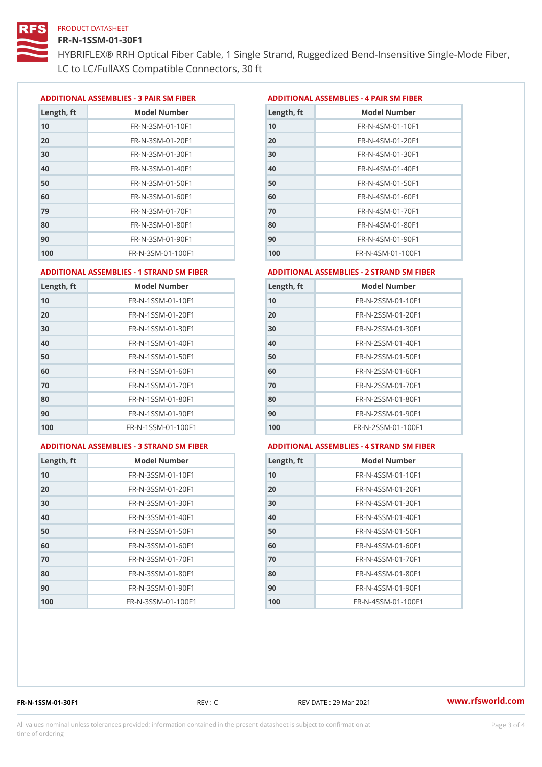PRODUCT DATASHEET

# FR-N-1SSM-01-30F1

HYBRIFLEX® RRH Optical Fiber Cable, 1 Single Strand, Ruggedized Bend-Insensitive Single-Mode Fiber, LC to LC/FullAXS Compatible Connectors, 30 ft

## ADDITIONAL ASSEMBLIES - 3 PAIR SM FIBER

| Length, ft | Model Number |
|---|---|
| 10 | FR-N-3SM-01-10F1 |
| 20 | FR-N-3SM-01-20F1 |
| 30 | FR-N-3SM-01-30F1 |
| 40 | FR-N-3SM-01-40F1 |
| 50 | FR-N-3SM-01-50F1 |
| 60 | FR-N-3SM-01-60F1 |
| 79 | FR-N-3SM-01-70F1 |
| 80 | FR-N-3SM-01-80F1 |
| 90 | FR-N-3SM-01-90F1 |
| 100 | FR-N-3SM-01-100F1 |

## ADDITIONAL ASSEMBLIES - 4 PAIR SM FIBER

| Length, ft | Model Number |
|---|---|
| 10 | FR-N-4SM-01-10F1 |
| 20 | FR-N-4SM-01-20F1 |
| 30 | FR-N-4SM-01-30F1 |
| 40 | FR-N-4SM-01-40F1 |
| 50 | FR-N-4SM-01-50F1 |
| 60 | FR-N-4SM-01-60F1 |
| 70 | FR-N-4SM-01-70F1 |
| 80 | FR-N-4SM-01-80F1 |
| 90 | FR-N-4SM-01-90F1 |
| 100 | FR-N-4SM-01-100F1 |

## ADDITIONAL ASSEMBLIES - 1 STRAND SM FIBER

| Length, ft | Model Number |
|---|---|
| 10 | FR-N-1SSM-01-10F1 |
| 20 | FR-N-1SSM-01-20F1 |
| 30 | FR-N-1SSM-01-30F1 |
| 40 | FR-N-1SSM-01-40F1 |
| 50 | FR-N-1SSM-01-50F1 |
| 60 | FR-N-1SSM-01-60F1 |
| 70 | FR-N-1SSM-01-70F1 |
| 80 | FR-N-1SSM-01-80F1 |
| 90 | FR-N-1SSM-01-90F1 |
| 100 | FR-N-1SSM-01-100F1 |

## ADDITIONAL ASSEMBLIES - 2 STRAND SM FIBER

| Length, ft | Model Number |
|---|---|
| 10 | FR-N-2SSM-01-10F1 |
| 20 | FR-N-2SSM-01-20F1 |
| 30 | FR-N-2SSM-01-30F1 |
| 40 | FR-N-2SSM-01-40F1 |
| 50 | FR-N-2SSM-01-50F1 |
| 60 | FR-N-2SSM-01-60F1 |
| 70 | FR-N-2SSM-01-70F1 |
| 80 | FR-N-2SSM-01-80F1 |
| 90 | FR-N-2SSM-01-90F1 |
| 100 | FR-N-2SSM-01-100F1 |

## ADDITIONAL ASSEMBLIES - 3 STRAND SM FIBER

| Length, ft | Model Number |
|---|---|
| 10 | FR-N-3SSM-01-10F1 |
| 20 | FR-N-3SSM-01-20F1 |
| 30 | FR-N-3SSM-01-30F1 |
| 40 | FR-N-3SSM-01-40F1 |
| 50 | FR-N-3SSM-01-50F1 |
| 60 | FR-N-3SSM-01-60F1 |
| 70 | FR-N-3SSM-01-70F1 |
| 80 | FR-N-3SSM-01-80F1 |
| 90 | FR-N-3SSM-01-90F1 |
| 100 | FR-N-3SSM-01-100F1 |

## ADDITIONAL ASSEMBLIES - 4 STRAND SM FIBER

| Length, ft | Model Number |
|---|---|
| 10 | FR-N-4SSM-01-10F1 |
| 20 | FR-N-4SSM-01-20F1 |
| 30 | FR-N-4SSM-01-30F1 |
| 40 | FR-N-4SSM-01-40F1 |
| 50 | FR-N-4SSM-01-50F1 |
| 60 | FR-N-4SSM-01-60F1 |
| 70 | FR-N-4SSM-01-70F1 |
| 80 | FR-N-4SSM-01-80F1 |
| 90 | FR-N-4SSM-01-90F1 |
| 100 | FR-N-4SSM-01-100F1 |

FR-N-1SSM-01-30F1 REV : C REV DATE : 29 Mar 2021 www.rfsworld.com

All values nominal unless tolerances provided; information contained in the present datasheet is subject to confirmation at time of ordering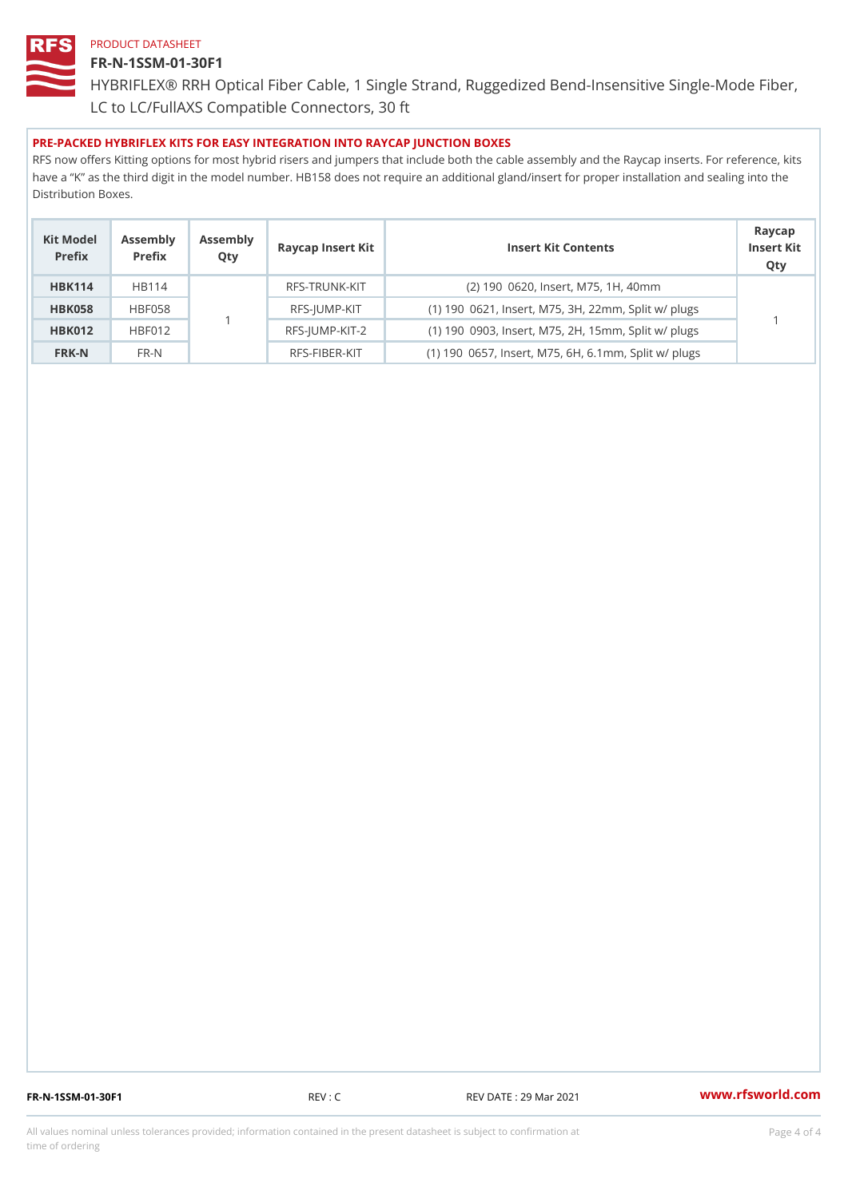PRODUCT DATASHEET

# FR-N-1SSM-01-30F1

HYBRIFLEX® RRH Optical Fiber Cable, 1 Single Strand, Ruggedized Bend-Insensitive Single-Mode Fiber, LC to LC/FullAXS Compatible Connectors, 30 ft

## PRE-PACKED HYBRIFLEX KITS FOR EASY INTEGRATION INTO RAYCAP JUNCTION BOXES

RFS now offers Kitting options for most hybrid risers and jumpers that include both the cable assembly and the Raycap inserts. For reference, kits have a "K" as the third digit in the model number. HB158 does not require an additional gland/insert for proper installation and sealing into the Distribution Boxes.

| Kit Model Prefix | Assembly Prefix | Assembly Qty | Raycap Insert Kit | Insert Kit Contents | Raycap Insert Kit Qty |
|---|---|---|---|---|---|
| HBK114 | HB114 | 1 | RFS-TRUNK-KIT | (2) 190 0620, Insert, M75, 1H, 40mm | 1 |
| HBK058 | HBF058 | | RFS-JUMP-KIT | (1) 190 0621, Insert, M75, 3H, 22mm, Split w/ plugs | |
| HBK012 | HBF012 | | RFS-JUMP-KIT-2 | (1) 190 0903, Insert, M75, 2H, 15mm, Split w/ plugs | |
| FRK-N | FR-N | | RFS-FIBER-KIT | (1) 190 0657, Insert, M75, 6H, 6.1mm, Split w/ plugs | |

FR-N-1SSM-01-30F1 REV : C REV DATE : 29 Mar 2021 www.rfsworld.com

All values nominal unless tolerances provided; information contained in the present datasheet is subject to confirmation at time of ordering